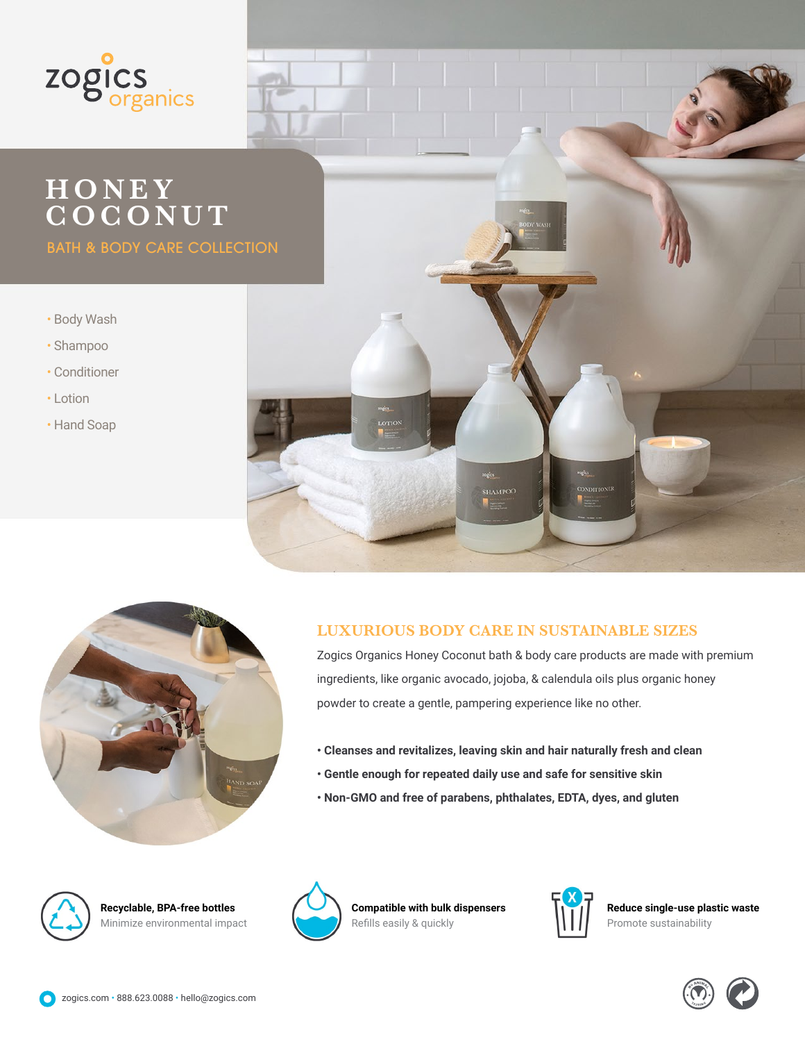zogics organics

# HONEY COCONUT

## BATH & BODY CARE COLLECTION

- Body Wash
- Shampoo
- Conditioner
- Lotion
- Hand Soap

## LUXURIOUS BODY CARE IN SUSTAINABLE SIZES

Zogics Organics Honey Coconut bath & body care products are made with premium ingredients, like organic avocado, jojoba, & calendula oils plus organic honey powder to create a gentle, pampering experience like no other.

- **Cleanses and revitalizes, leaving skin and hair naturally fresh and clean**
- **Gentle enough for repeated daily use and safe for sensitive skin**
- **Non-GMO and free of parabens, phthalates, EDTA, dyes, and gluten**

**Recyclable, BPA-free bottles**
Minimize environmental impact

**Compatible with bulk dispensers**
Refills easily & quickly

**Reduce single-use plastic waste**
Promote sustainability

zogics.com • 888.623.0088 • hello@zogics.com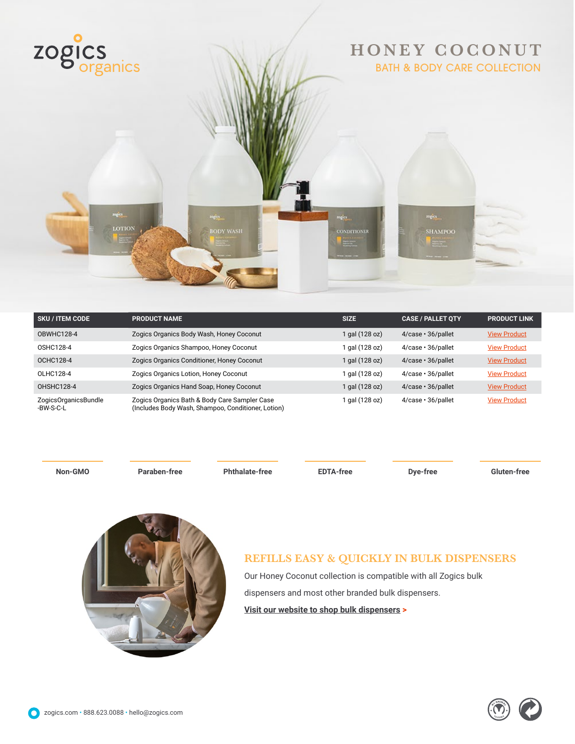zogics organics

# HONEY COCONUT

## BATH & BODY CARE COLLECTION

| SKU / ITEM CODE | PRODUCT NAME | SIZE | CASE / PALLET QTY | PRODUCT LINK |
|---|---|---|---|---|
| OBWHC128-4 | Zogics Organics Body Wash, Honey Coconut | 1 gal (128 oz) | 4/case • 36/pallet | View Product |
| OSHC128-4 | Zogics Organics Shampoo, Honey Coconut | 1 gal (128 oz) | 4/case • 36/pallet | View Product |
| OCHC128-4 | Zogics Organics Conditioner, Honey Coconut | 1 gal (128 oz) | 4/case • 36/pallet | View Product |
| OLHC128-4 | Zogics Organics Lotion, Honey Coconut | 1 gal (128 oz) | 4/case • 36/pallet | View Product |
| OHSHC128-4 | Zogics Organics Hand Soap, Honey Coconut | 1 gal (128 oz) | 4/case • 36/pallet | View Product |
| ZogicsOrganicsBundle -BW-S-C-L | Zogics Organics Bath & Body Care Sampler Case (Includes Body Wash, Shampoo, Conditioner, Lotion) | 1 gal (128 oz) | 4/case • 36/pallet | View Product |

Non-GMO

Paraben-free

Phthalate-free

EDTA-free

Dye-free

Gluten-free

## REFILLS EASY & QUICKLY IN BULK DISPENSERS

Our Honey Coconut collection is compatible with all Zogics bulk dispensers and most other branded bulk dispensers.

**Visit our website to shop bulk dispensers >**

zogics.com • 888.623.0088 • hello@zogics.com